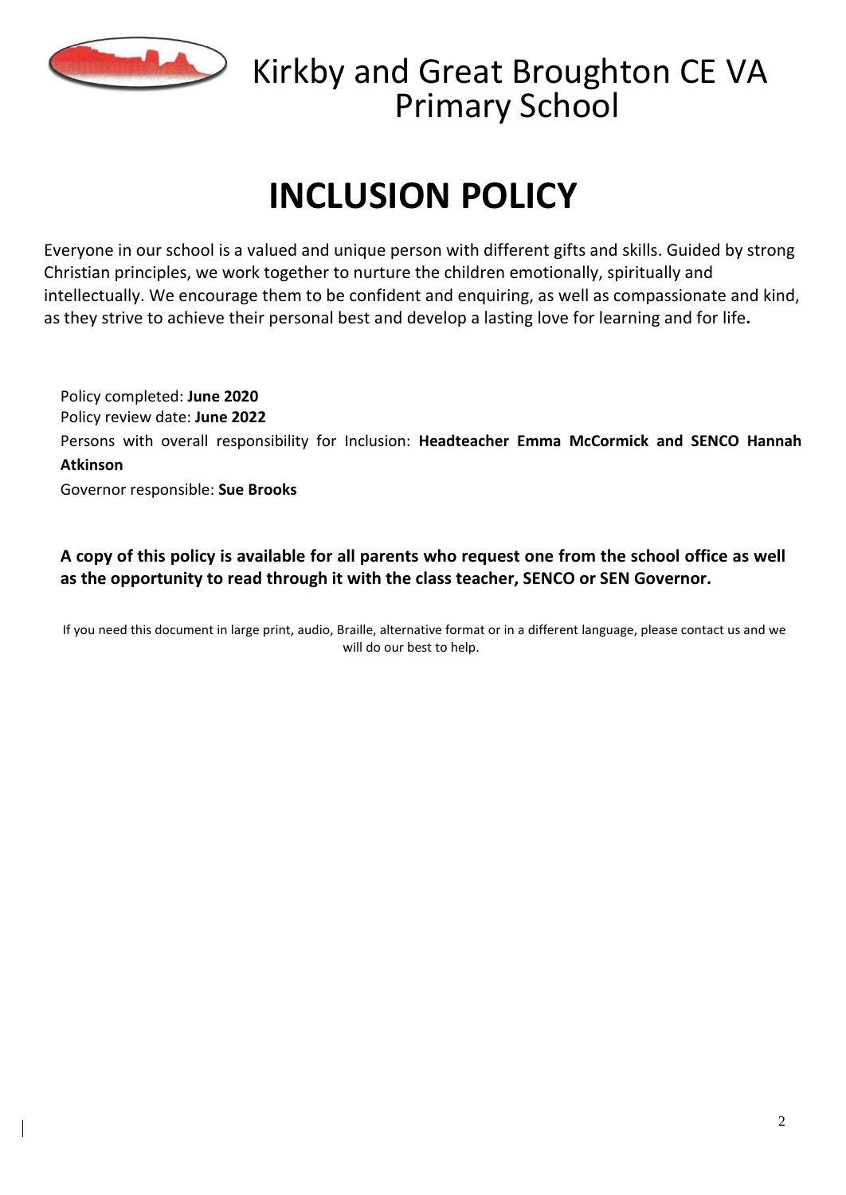# Kirkby and Great Broughton CE VA Primary School

# INCLUSION POLICY

Everyone in our school is a valued and unique person with different gifts and skills. Guided by strong Christian principles, we work together to nurture the children emotionally, spiritually and intellectually. We encourage them to be confident and enquiring, as well as compassionate and kind, as they strive to achieve their personal best and develop a lasting love for learning and for life**.**

Policy completed: **June 2020**
Policy review date: **June 2022**
Persons with overall responsibility for Inclusion: **Headteacher Emma McCormick and SENCO Hannah Atkinson**
Governor responsible: **Sue Brooks**

**A copy of this policy is available for all parents who request one from the school office as well as the opportunity to read through it with the class teacher, SENCO or SEN Governor.**

If you need this document in large print, audio, Braille, alternative format or in a different language, please contact us and we will do our best to help.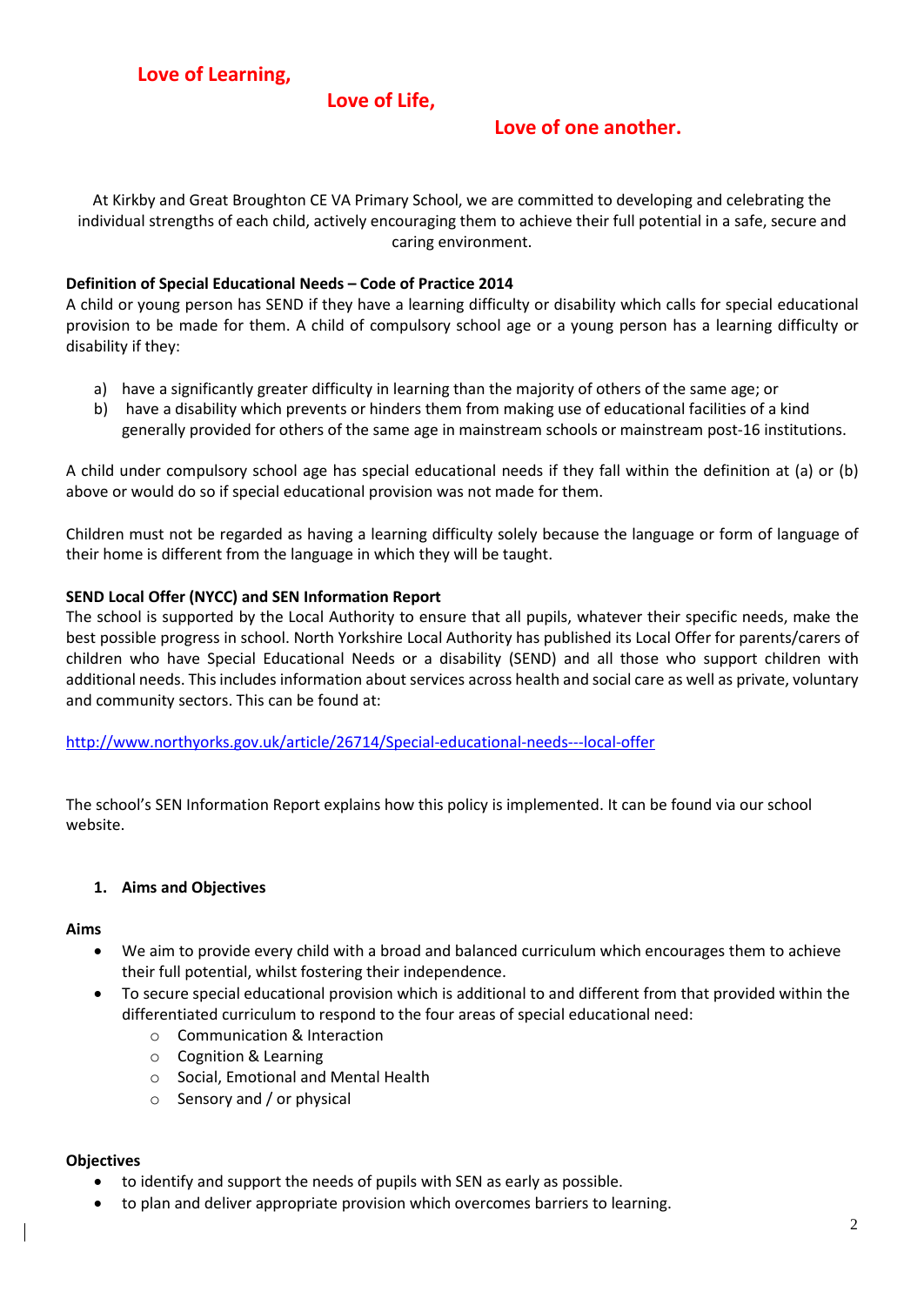**Love of Learning,**

**Love of Life,**

**Love of one another.**

At Kirkby and Great Broughton CE VA Primary School, we are committed to developing and celebrating the individual strengths of each child, actively encouraging them to achieve their full potential in a safe, secure and caring environment.

**Definition of Special Educational Needs – Code of Practice 2014**

A child or young person has SEND if they have a learning difficulty or disability which calls for special educational provision to be made for them. A child of compulsory school age or a young person has a learning difficulty or disability if they:

a) have a significantly greater difficulty in learning than the majority of others of the same age; or
b) have a disability which prevents or hinders them from making use of educational facilities of a kind generally provided for others of the same age in mainstream schools or mainstream post-16 institutions.

A child under compulsory school age has special educational needs if they fall within the definition at (a) or (b) above or would do so if special educational provision was not made for them.

Children must not be regarded as having a learning difficulty solely because the language or form of language of their home is different from the language in which they will be taught.

**SEND Local Offer (NYCC) and SEN Information Report**

The school is supported by the Local Authority to ensure that all pupils, whatever their specific needs, make the best possible progress in school. North Yorkshire Local Authority has published its Local Offer for parents/carers of children who have Special Educational Needs or a disability (SEND) and all those who support children with additional needs. This includes information about services across health and social care as well as private, voluntary and community sectors. This can be found at:

http://www.northyorks.gov.uk/article/26714/Special-educational-needs---local-offer

The school's SEN Information Report explains how this policy is implemented. It can be found via our school website.

## 1. Aims and Objectives

**Aims**

- We aim to provide every child with a broad and balanced curriculum which encourages them to achieve their full potential, whilst fostering their independence.
- To secure special educational provision which is additional to and different from that provided within the differentiated curriculum to respond to the four areas of special educational need:
  - Communication & Interaction
  - Cognition & Learning
  - Social, Emotional and Mental Health
  - Sensory and / or physical

**Objectives**

- to identify and support the needs of pupils with SEN as early as possible.
- to plan and deliver appropriate provision which overcomes barriers to learning.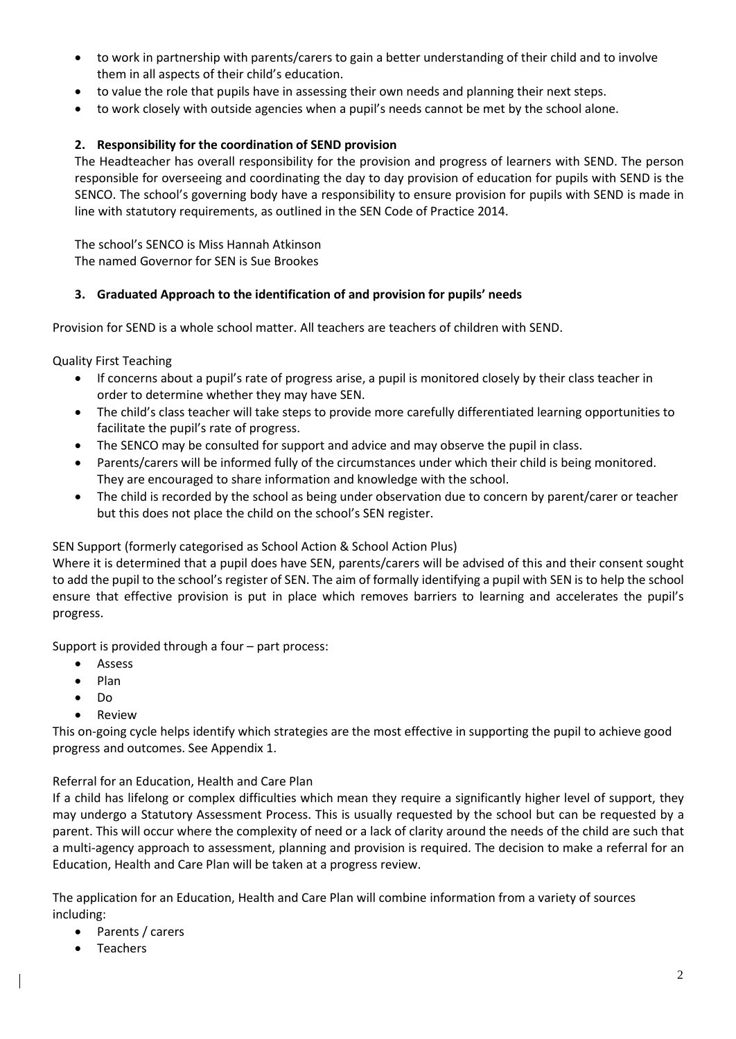- to work in partnership with parents/carers to gain a better understanding of their child and to involve them in all aspects of their child's education.
- to value the role that pupils have in assessing their own needs and planning their next steps.
- to work closely with outside agencies when a pupil's needs cannot be met by the school alone.

## 2. Responsibility for the coordination of SEND provision

The Headteacher has overall responsibility for the provision and progress of learners with SEND. The person responsible for overseeing and coordinating the day to day provision of education for pupils with SEND is the SENCO. The school's governing body have a responsibility to ensure provision for pupils with SEND is made in line with statutory requirements, as outlined in the SEN Code of Practice 2014.

The school's SENCO is Miss Hannah Atkinson
The named Governor for SEN is Sue Brookes

## 3. Graduated Approach to the identification of and provision for pupils' needs

Provision for SEND is a whole school matter. All teachers are teachers of children with SEND.

Quality First Teaching

- If concerns about a pupil's rate of progress arise, a pupil is monitored closely by their class teacher in order to determine whether they may have SEN.
- The child's class teacher will take steps to provide more carefully differentiated learning opportunities to facilitate the pupil's rate of progress.
- The SENCO may be consulted for support and advice and may observe the pupil in class.
- Parents/carers will be informed fully of the circumstances under which their child is being monitored. They are encouraged to share information and knowledge with the school.
- The child is recorded by the school as being under observation due to concern by parent/carer or teacher but this does not place the child on the school's SEN register.

SEN Support (formerly categorised as School Action & School Action Plus)

Where it is determined that a pupil does have SEN, parents/carers will be advised of this and their consent sought to add the pupil to the school's register of SEN. The aim of formally identifying a pupil with SEN is to help the school ensure that effective provision is put in place which removes barriers to learning and accelerates the pupil's progress.

Support is provided through a four – part process:

- Assess
- Plan
- Do
- Review

This on-going cycle helps identify which strategies are the most effective in supporting the pupil to achieve good progress and outcomes. See Appendix 1.

Referral for an Education, Health and Care Plan

If a child has lifelong or complex difficulties which mean they require a significantly higher level of support, they may undergo a Statutory Assessment Process. This is usually requested by the school but can be requested by a parent. This will occur where the complexity of need or a lack of clarity around the needs of the child are such that a multi-agency approach to assessment, planning and provision is required. The decision to make a referral for an Education, Health and Care Plan will be taken at a progress review.

The application for an Education, Health and Care Plan will combine information from a variety of sources including:

- Parents / carers
- Teachers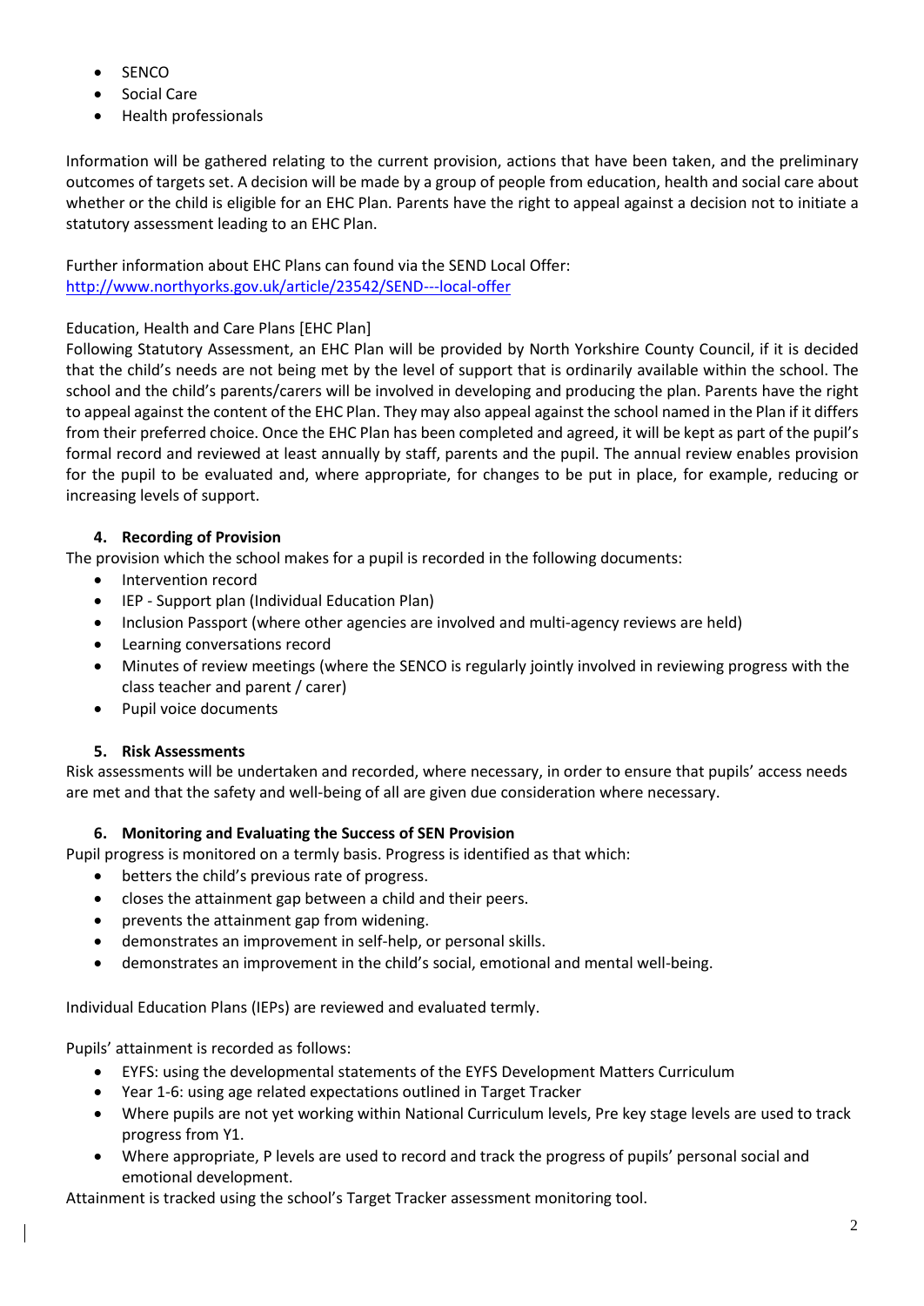- SENCO
- Social Care
- Health professionals

Information will be gathered relating to the current provision, actions that have been taken, and the preliminary outcomes of targets set. A decision will be made by a group of people from education, health and social care about whether or the child is eligible for an EHC Plan. Parents have the right to appeal against a decision not to initiate a statutory assessment leading to an EHC Plan.

Further information about EHC Plans can found via the SEND Local Offer:
[http://www.northyorks.gov.uk/article/23542/SEND---local-offer](http://www.northyorks.gov.uk/article/23542/SEND---local-offer)

Education, Health and Care Plans [EHC Plan]
Following Statutory Assessment, an EHC Plan will be provided by North Yorkshire County Council, if it is decided that the child's needs are not being met by the level of support that is ordinarily available within the school. The school and the child's parents/carers will be involved in developing and producing the plan. Parents have the right to appeal against the content of the EHC Plan. They may also appeal against the school named in the Plan if it differs from their preferred choice. Once the EHC Plan has been completed and agreed, it will be kept as part of the pupil's formal record and reviewed at least annually by staff, parents and the pupil. The annual review enables provision for the pupil to be evaluated and, where appropriate, for changes to be put in place, for example, reducing or increasing levels of support.

## 4. Recording of Provision

The provision which the school makes for a pupil is recorded in the following documents:

- Intervention record
- IEP - Support plan (Individual Education Plan)
- Inclusion Passport (where other agencies are involved and multi-agency reviews are held)
- Learning conversations record
- Minutes of review meetings (where the SENCO is regularly jointly involved in reviewing progress with the class teacher and parent / carer)
- Pupil voice documents

## 5. Risk Assessments

Risk assessments will be undertaken and recorded, where necessary, in order to ensure that pupils' access needs are met and that the safety and well-being of all are given due consideration where necessary.

## 6. Monitoring and Evaluating the Success of SEN Provision

Pupil progress is monitored on a termly basis. Progress is identified as that which:

- betters the child's previous rate of progress.
- closes the attainment gap between a child and their peers.
- prevents the attainment gap from widening.
- demonstrates an improvement in self-help, or personal skills.
- demonstrates an improvement in the child's social, emotional and mental well-being.

Individual Education Plans (IEPs) are reviewed and evaluated termly.

Pupils' attainment is recorded as follows:

- EYFS: using the developmental statements of the EYFS Development Matters Curriculum
- Year 1-6: using age related expectations outlined in Target Tracker
- Where pupils are not yet working within National Curriculum levels, Pre key stage levels are used to track progress from Y1.
- Where appropriate, P levels are used to record and track the progress of pupils' personal social and emotional development.

Attainment is tracked using the school's Target Tracker assessment monitoring tool.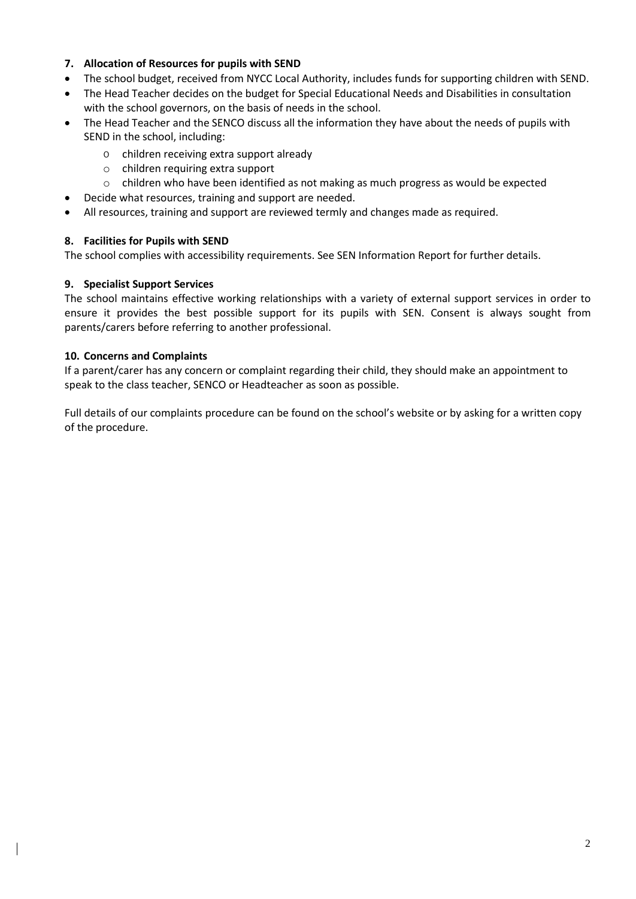### 7. Allocation of Resources for pupils with SEND

- The school budget, received from NYCC Local Authority, includes funds for supporting children with SEND.
- The Head Teacher decides on the budget for Special Educational Needs and Disabilities in consultation with the school governors, on the basis of needs in the school.
- The Head Teacher and the SENCO discuss all the information they have about the needs of pupils with SEND in the school, including:
  - children receiving extra support already
  - children requiring extra support
  - children who have been identified as not making as much progress as would be expected
- Decide what resources, training and support are needed.
- All resources, training and support are reviewed termly and changes made as required.

### 8. Facilities for Pupils with SEND

The school complies with accessibility requirements. See SEN Information Report for further details.

### 9. Specialist Support Services

The school maintains effective working relationships with a variety of external support services in order to ensure it provides the best possible support for its pupils with SEN. Consent is always sought from parents/carers before referring to another professional.

### 10. Concerns and Complaints

If a parent/carer has any concern or complaint regarding their child, they should make an appointment to speak to the class teacher, SENCO or Headteacher as soon as possible.

Full details of our complaints procedure can be found on the school's website or by asking for a written copy of the procedure.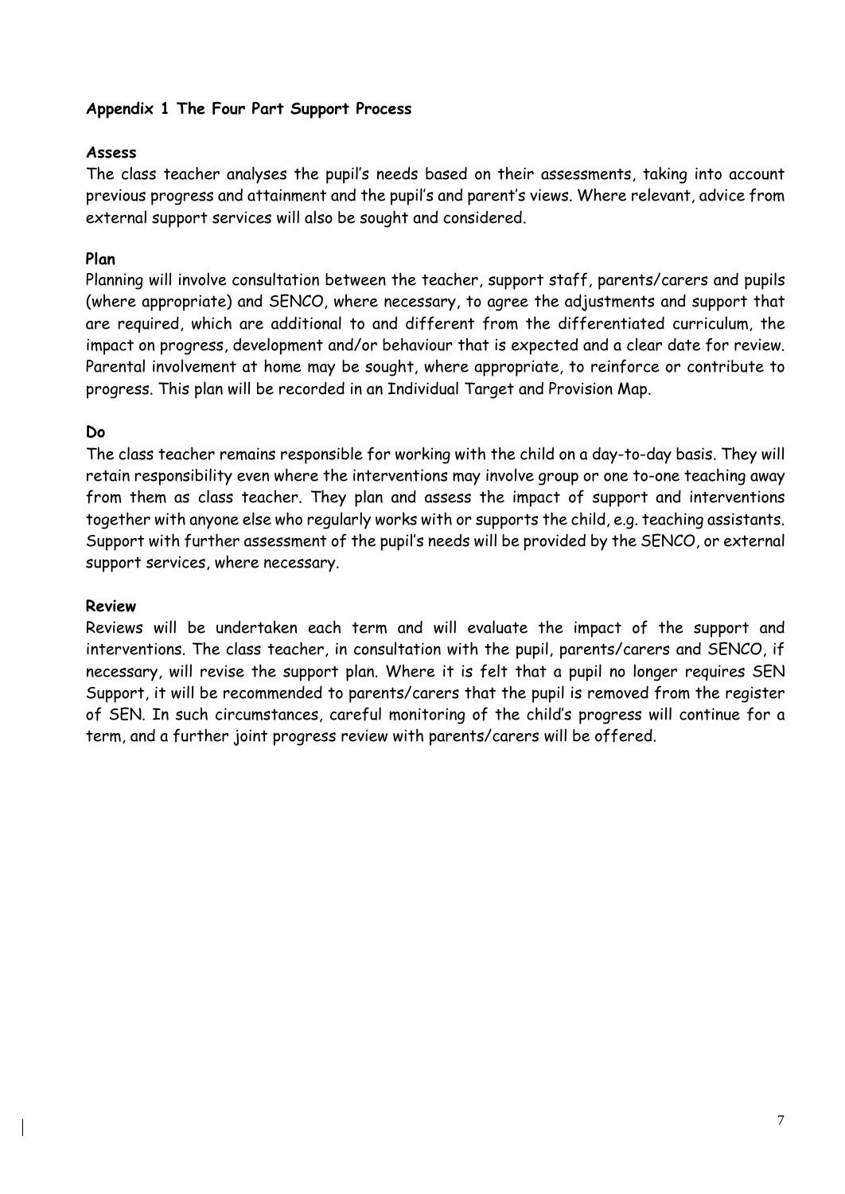## Appendix 1 The Four Part Support Process

### Assess

The class teacher analyses the pupil's needs based on their assessments, taking into account previous progress and attainment and the pupil's and parent's views. Where relevant, advice from external support services will also be sought and considered.

### Plan

Planning will involve consultation between the teacher, support staff, parents/carers and pupils (where appropriate) and SENCO, where necessary, to agree the adjustments and support that are required, which are additional to and different from the differentiated curriculum, the impact on progress, development and/or behaviour that is expected and a clear date for review. Parental involvement at home may be sought, where appropriate, to reinforce or contribute to progress. This plan will be recorded in an Individual Target and Provision Map.

### Do

The class teacher remains responsible for working with the child on a day-to-day basis. They will retain responsibility even where the interventions may involve group or one to-one teaching away from them as class teacher. They plan and assess the impact of support and interventions together with anyone else who regularly works with or supports the child, e.g. teaching assistants. Support with further assessment of the pupil's needs will be provided by the SENCO, or external support services, where necessary.

### Review

Reviews will be undertaken each term and will evaluate the impact of the support and interventions. The class teacher, in consultation with the pupil, parents/carers and SENCO, if necessary, will revise the support plan. Where it is felt that a pupil no longer requires SEN Support, it will be recommended to parents/carers that the pupil is removed from the register of SEN. In such circumstances, careful monitoring of the child's progress will continue for a term, and a further joint progress review with parents/carers will be offered.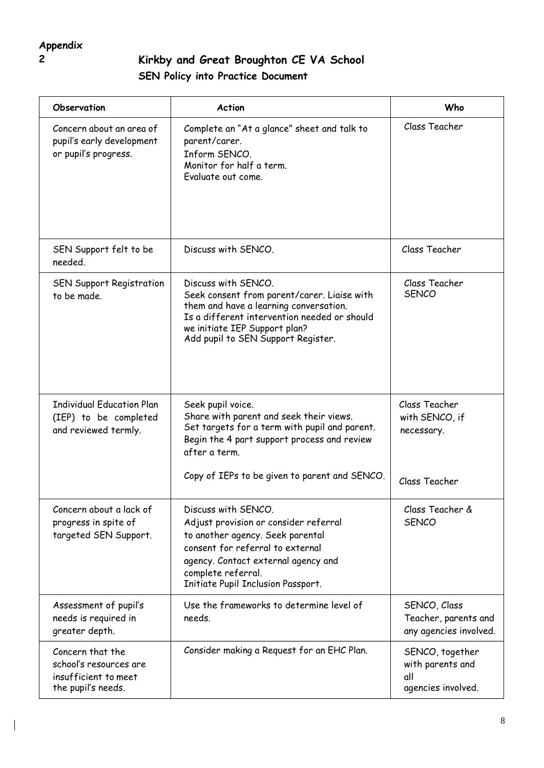**Appendix 2**

# Kirkby and Great Broughton CE VA School

## SEN Policy into Practice Document

| Observation | Action | Who |
|---|---|---|
| Concern about an area of pupil's early development or pupil's progress. | Complete an "At a glance" sheet and talk to parent/carer.<br>Inform SENCO.<br>Monitor for half a term.<br>Evaluate out come. | Class Teacher |
| SEN Support felt to be needed. | Discuss with SENCO. | Class Teacher |
| SEN Support Registration to be made. | Discuss with SENCO.<br>Seek consent from parent/carer. Liaise with them and have a learning conversation.<br>Is a different intervention needed or should we initiate IEP Support plan?<br>Add pupil to SEN Support Register. | Class Teacher<br>SENCO |
| Individual Education Plan (IEP) to be completed and reviewed termly. | Seek pupil voice.<br>Share with parent and seek their views.<br>Set targets for a term with pupil and parent.<br>Begin the 4 part support process and review after a term.<br><br>Copy of IEPs to be given to parent and SENCO. | Class Teacher with SENCO, if necessary.<br><br>Class Teacher |
| Concern about a lack of progress in spite of targeted SEN Support. | Discuss with SENCO.<br>Adjust provision or consider referral to another agency. Seek parental consent for referral to external agency. Contact external agency and complete referral.<br>Initiate Pupil Inclusion Passport. | Class Teacher & SENCO |
| Assessment of pupil's needs is required in greater depth. | Use the frameworks to determine level of needs. | SENCO, Class Teacher, parents and any agencies involved. |
| Concern that the school's resources are insufficient to meet the pupil's needs. | Consider making a Request for an EHC Plan. | SENCO, together with parents and all agencies involved. |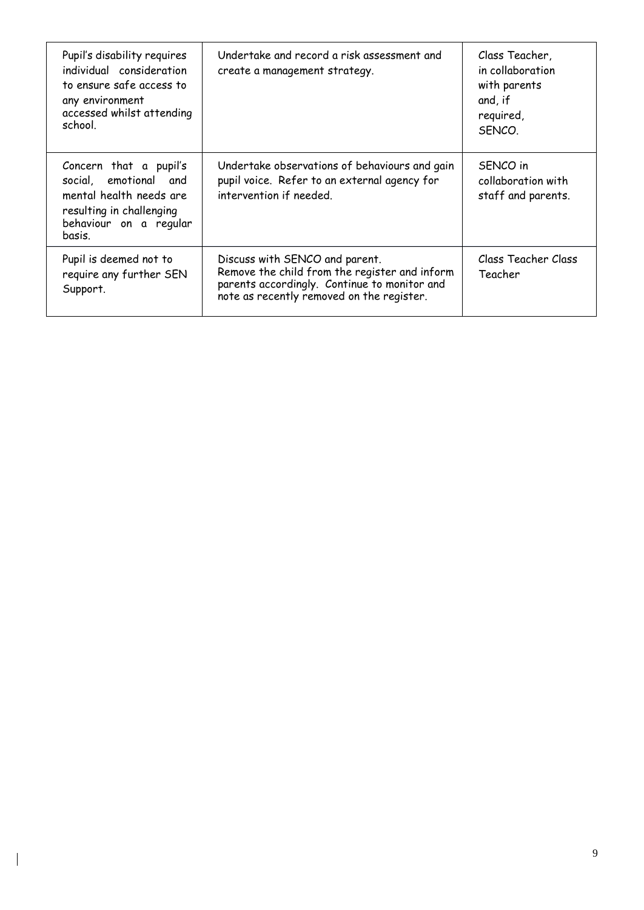| | | |
|---|---|---|
| Pupil's disability requires individual consideration to ensure safe access to any environment accessed whilst attending school. | Undertake and record a risk assessment and create a management strategy. | Class Teacher, in collaboration with parents and, if required, SENCO. |
| Concern that a pupil's social, emotional and mental health needs are resulting in challenging behaviour on a regular basis. | Undertake observations of behaviours and gain pupil voice. Refer to an external agency for intervention if needed. | SENCO in collaboration with staff and parents. |
| Pupil is deemed not to require any further SEN Support. | Discuss with SENCO and parent. Remove the child from the register and inform parents accordingly. Continue to monitor and note as recently removed on the register. | Class Teacher Class Teacher |